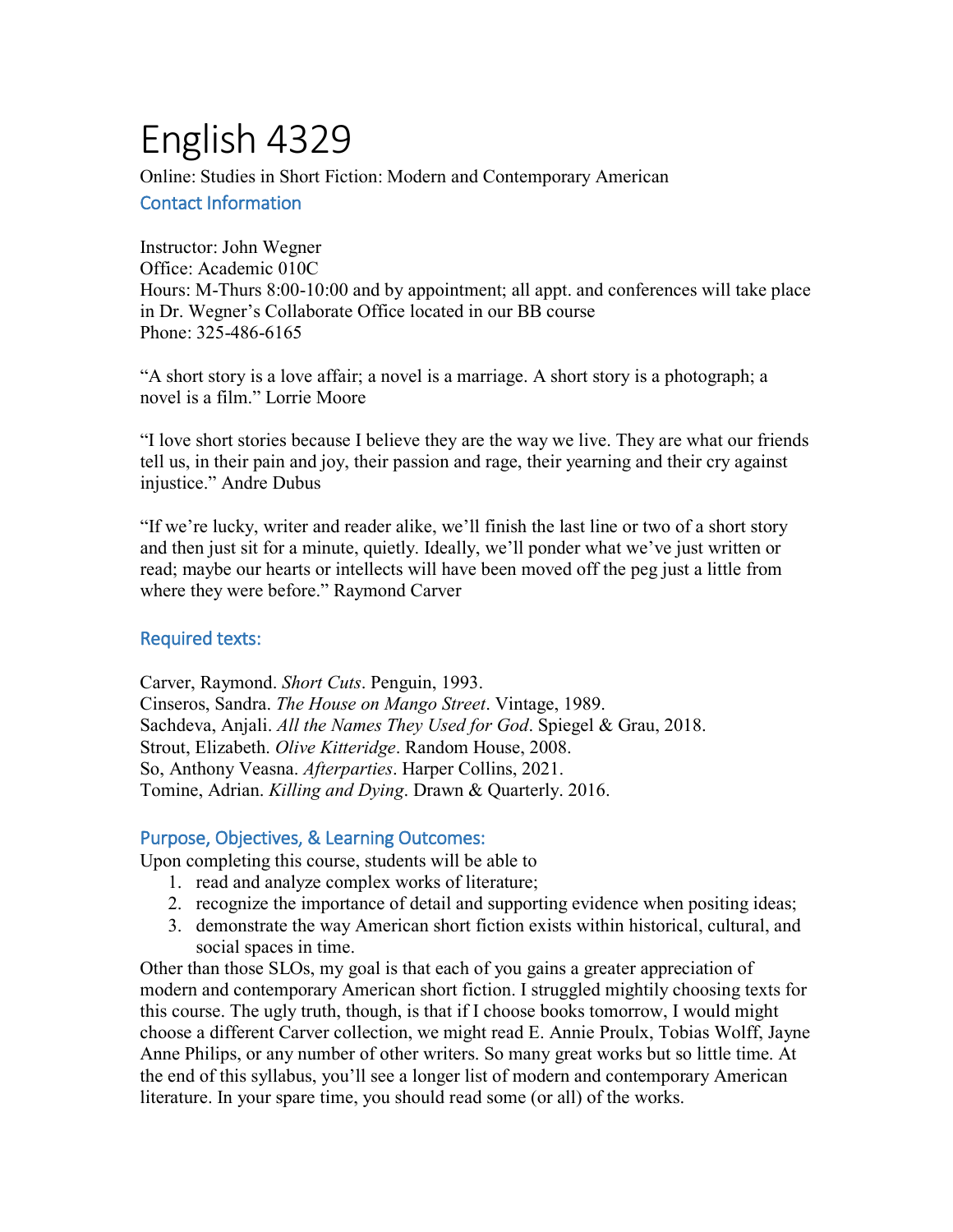# English 4329

Online: Studies in Short Fiction: Modern and Contemporary American

## Contact Information

Instructor: John Wegner
Office: Academic 010C
Hours: M-Thurs 8:00-10:00 and by appointment; all appt. and conferences will take place in Dr. Wegner's Collaborate Office located in our BB course
Phone: 325-486-6165

"A short story is a love affair; a novel is a marriage. A short story is a photograph; a novel is a film." Lorrie Moore

"I love short stories because I believe they are the way we live. They are what our friends tell us, in their pain and joy, their passion and rage, their yearning and their cry against injustice." Andre Dubus

"If we're lucky, writer and reader alike, we'll finish the last line or two of a short story and then just sit for a minute, quietly. Ideally, we'll ponder what we've just written or read; maybe our hearts or intellects will have been moved off the peg just a little from where they were before." Raymond Carver

## Required texts:

Carver, Raymond. *Short Cuts*. Penguin, 1993.
Cinseros, Sandra. *The House on Mango Street*. Vintage, 1989.
Sachdeva, Anjali. *All the Names They Used for God*. Spiegel & Grau, 2018.
Strout, Elizabeth. *Olive Kitteridge*. Random House, 2008.
So, Anthony Veasna. *Afterparties*. Harper Collins, 2021.
Tomine, Adrian. *Killing and Dying*. Drawn & Quarterly. 2016.

## Purpose, Objectives, & Learning Outcomes:

Upon completing this course, students will be able to

1. read and analyze complex works of literature;
2. recognize the importance of detail and supporting evidence when positing ideas;
3. demonstrate the way American short fiction exists within historical, cultural, and social spaces in time.

Other than those SLOs, my goal is that each of you gains a greater appreciation of modern and contemporary American short fiction. I struggled mightily choosing texts for this course. The ugly truth, though, is that if I choose books tomorrow, I would might choose a different Carver collection, we might read E. Annie Proulx, Tobias Wolff, Jayne Anne Philips, or any number of other writers. So many great works but so little time. At the end of this syllabus, you'll see a longer list of modern and contemporary American literature. In your spare time, you should read some (or all) of the works.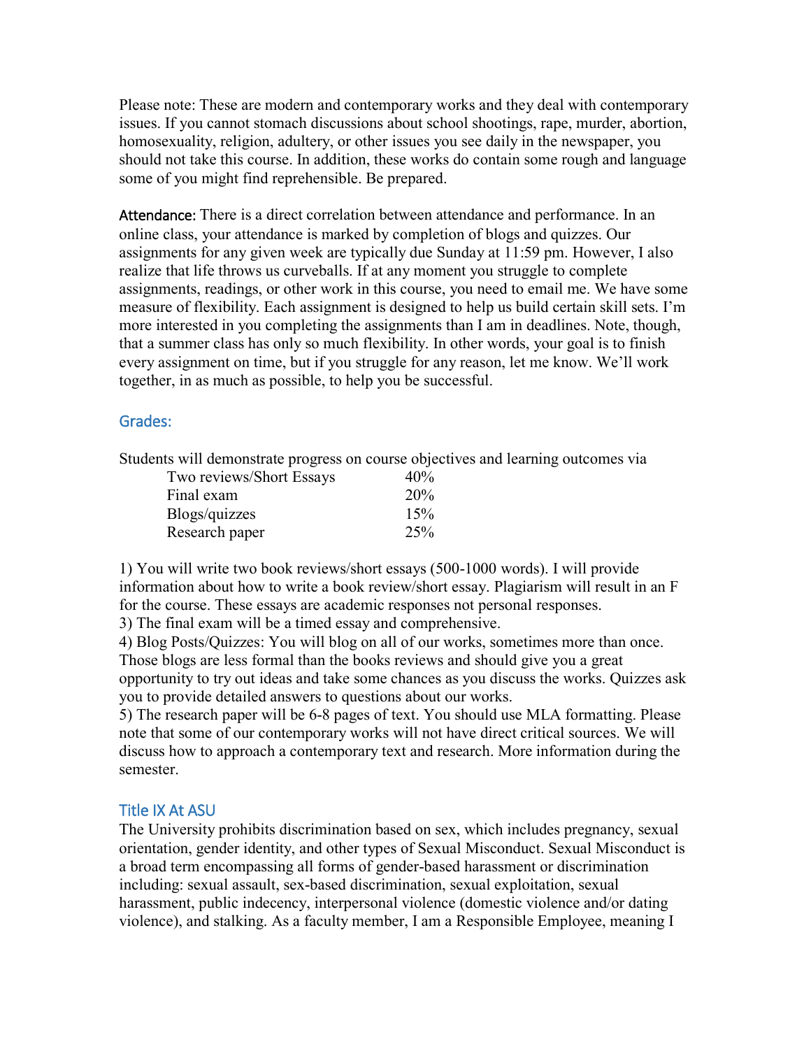Please note: These are modern and contemporary works and they deal with contemporary issues. If you cannot stomach discussions about school shootings, rape, murder, abortion, homosexuality, religion, adultery, or other issues you see daily in the newspaper, you should not take this course. In addition, these works do contain some rough and language some of you might find reprehensible. Be prepared.

**Attendance:** There is a direct correlation between attendance and performance. In an online class, your attendance is marked by completion of blogs and quizzes. Our assignments for any given week are typically due Sunday at 11:59 pm. However, I also realize that life throws us curveballs. If at any moment you struggle to complete assignments, readings, or other work in this course, you need to email me. We have some measure of flexibility. Each assignment is designed to help us build certain skill sets. I'm more interested in you completing the assignments than I am in deadlines. Note, though, that a summer class has only so much flexibility. In other words, your goal is to finish every assignment on time, but if you struggle for any reason, let me know. We'll work together, in as much as possible, to help you be successful.

## Grades:

Students will demonstrate progress on course objectives and learning outcomes via

| Assignment | Weight |
| --- | --- |
| Two reviews/Short Essays | 40% |
| Final exam | 20% |
| Blogs/quizzes | 15% |
| Research paper | 25% |

1) You will write two book reviews/short essays (500-1000 words). I will provide information about how to write a book review/short essay. Plagiarism will result in an F for the course. These essays are academic responses not personal responses.

3) The final exam will be a timed essay and comprehensive.

4) Blog Posts/Quizzes: You will blog on all of our works, sometimes more than once. Those blogs are less formal than the books reviews and should give you a great opportunity to try out ideas and take some chances as you discuss the works. Quizzes ask you to provide detailed answers to questions about our works.

5) The research paper will be 6-8 pages of text. You should use MLA formatting. Please note that some of our contemporary works will not have direct critical sources. We will discuss how to approach a contemporary text and research. More information during the semester.

## Title IX At ASU

The University prohibits discrimination based on sex, which includes pregnancy, sexual orientation, gender identity, and other types of Sexual Misconduct. Sexual Misconduct is a broad term encompassing all forms of gender-based harassment or discrimination including: sexual assault, sex-based discrimination, sexual exploitation, sexual harassment, public indecency, interpersonal violence (domestic violence and/or dating violence), and stalking. As a faculty member, I am a Responsible Employee, meaning I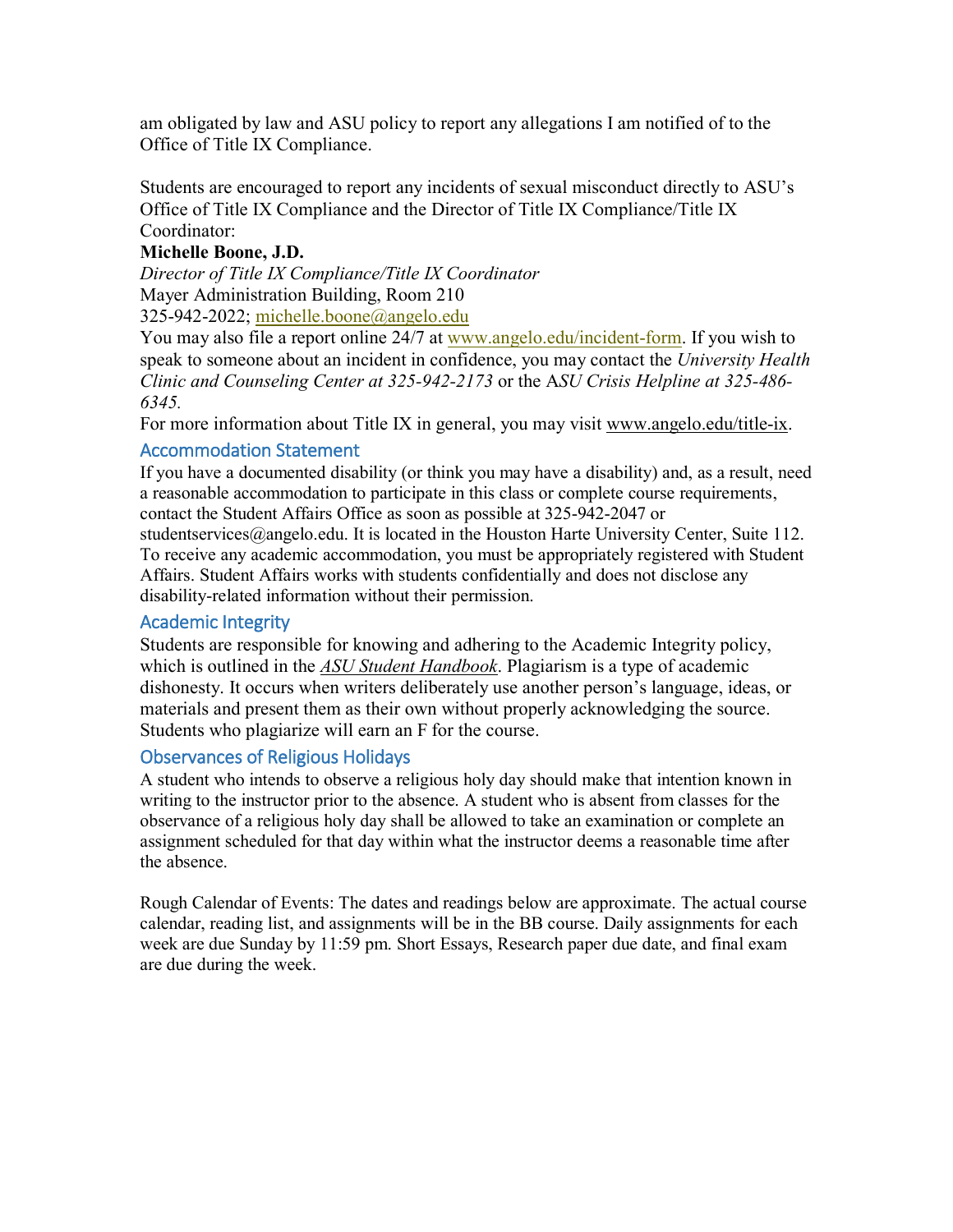am obligated by law and ASU policy to report any allegations I am notified of to the Office of Title IX Compliance.

Students are encouraged to report any incidents of sexual misconduct directly to ASU's Office of Title IX Compliance and the Director of Title IX Compliance/Title IX Coordinator:

**Michelle Boone, J.D.**
*Director of Title IX Compliance/Title IX Coordinator*
Mayer Administration Building, Room 210
325-942-2022; michelle.boone@angelo.edu
You may also file a report online 24/7 at www.angelo.edu/incident-form. If you wish to speak to someone about an incident in confidence, you may contact the *University Health Clinic and Counseling Center at 325-942-2173* or the A*SU Crisis Helpline at 325-486-6345.*
For more information about Title IX in general, you may visit www.angelo.edu/title-ix.

## Accommodation Statement

If you have a documented disability (or think you may have a disability) and, as a result, need a reasonable accommodation to participate in this class or complete course requirements, contact the Student Affairs Office as soon as possible at 325-942-2047 or studentservices@angelo.edu. It is located in the Houston Harte University Center, Suite 112. To receive any academic accommodation, you must be appropriately registered with Student Affairs. Student Affairs works with students confidentially and does not disclose any disability-related information without their permission.

## Academic Integrity

Students are responsible for knowing and adhering to the Academic Integrity policy, which is outlined in the *ASU Student Handbook*. Plagiarism is a type of academic dishonesty. It occurs when writers deliberately use another person's language, ideas, or materials and present them as their own without properly acknowledging the source. Students who plagiarize will earn an F for the course.

## Observances of Religious Holidays

A student who intends to observe a religious holy day should make that intention known in writing to the instructor prior to the absence. A student who is absent from classes for the observance of a religious holy day shall be allowed to take an examination or complete an assignment scheduled for that day within what the instructor deems a reasonable time after the absence.

Rough Calendar of Events: The dates and readings below are approximate. The actual course calendar, reading list, and assignments will be in the BB course. Daily assignments for each week are due Sunday by 11:59 pm. Short Essays, Research paper due date, and final exam are due during the week.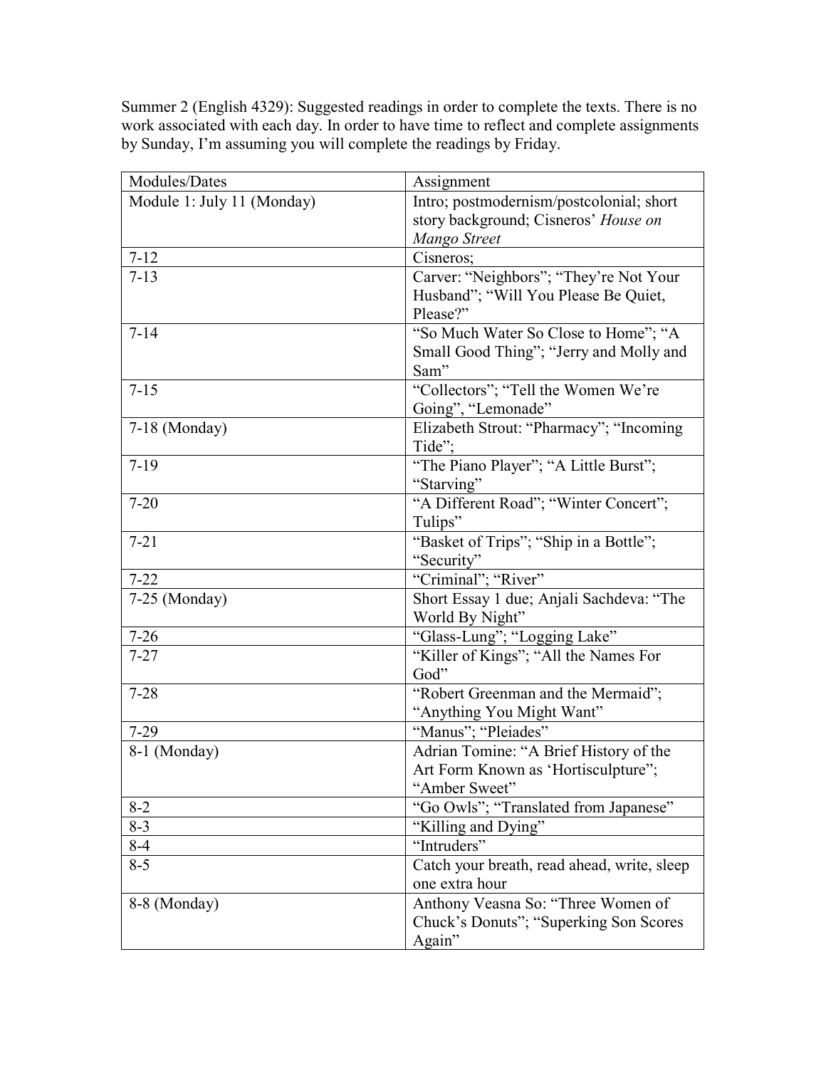Summer 2 (English 4329): Suggested readings in order to complete the texts. There is no work associated with each day. In order to have time to reflect and complete assignments by Sunday, I'm assuming you will complete the readings by Friday.

| Modules/Dates | Assignment |
| --- | --- |
| Module 1: July 11 (Monday) | Intro; postmodernism/postcolonial; short story background; Cisneros' *House on Mango Street* |
| 7-12 | Cisneros; |
| 7-13 | Carver: "Neighbors"; "They're Not Your Husband"; "Will You Please Be Quiet, Please?" |
| 7-14 | "So Much Water So Close to Home"; "A Small Good Thing"; "Jerry and Molly and Sam" |
| 7-15 | "Collectors"; "Tell the Women We're Going", "Lemonade" |
| 7-18 (Monday) | Elizabeth Strout: "Pharmacy"; "Incoming Tide"; |
| 7-19 | "The Piano Player"; "A Little Burst"; "Starving" |
| 7-20 | "A Different Road"; "Winter Concert"; Tulips" |
| 7-21 | "Basket of Trips"; "Ship in a Bottle"; "Security" |
| 7-22 | "Criminal"; "River" |
| 7-25 (Monday) | Short Essay 1 due; Anjali Sachdeva: "The World By Night" |
| 7-26 | "Glass-Lung"; "Logging Lake" |
| 7-27 | "Killer of Kings"; "All the Names For God" |
| 7-28 | "Robert Greenman and the Mermaid"; "Anything You Might Want" |
| 7-29 | "Manus"; "Pleiades" |
| 8-1 (Monday) | Adrian Tomine: "A Brief History of the Art Form Known as 'Hortisculpture"; "Amber Sweet" |
| 8-2 | "Go Owls"; "Translated from Japanese" |
| 8-3 | "Killing and Dying" |
| 8-4 | "Intruders" |
| 8-5 | Catch your breath, read ahead, write, sleep one extra hour |
| 8-8 (Monday) | Anthony Veasna So: "Three Women of Chuck's Donuts"; "Superking Son Scores Again" |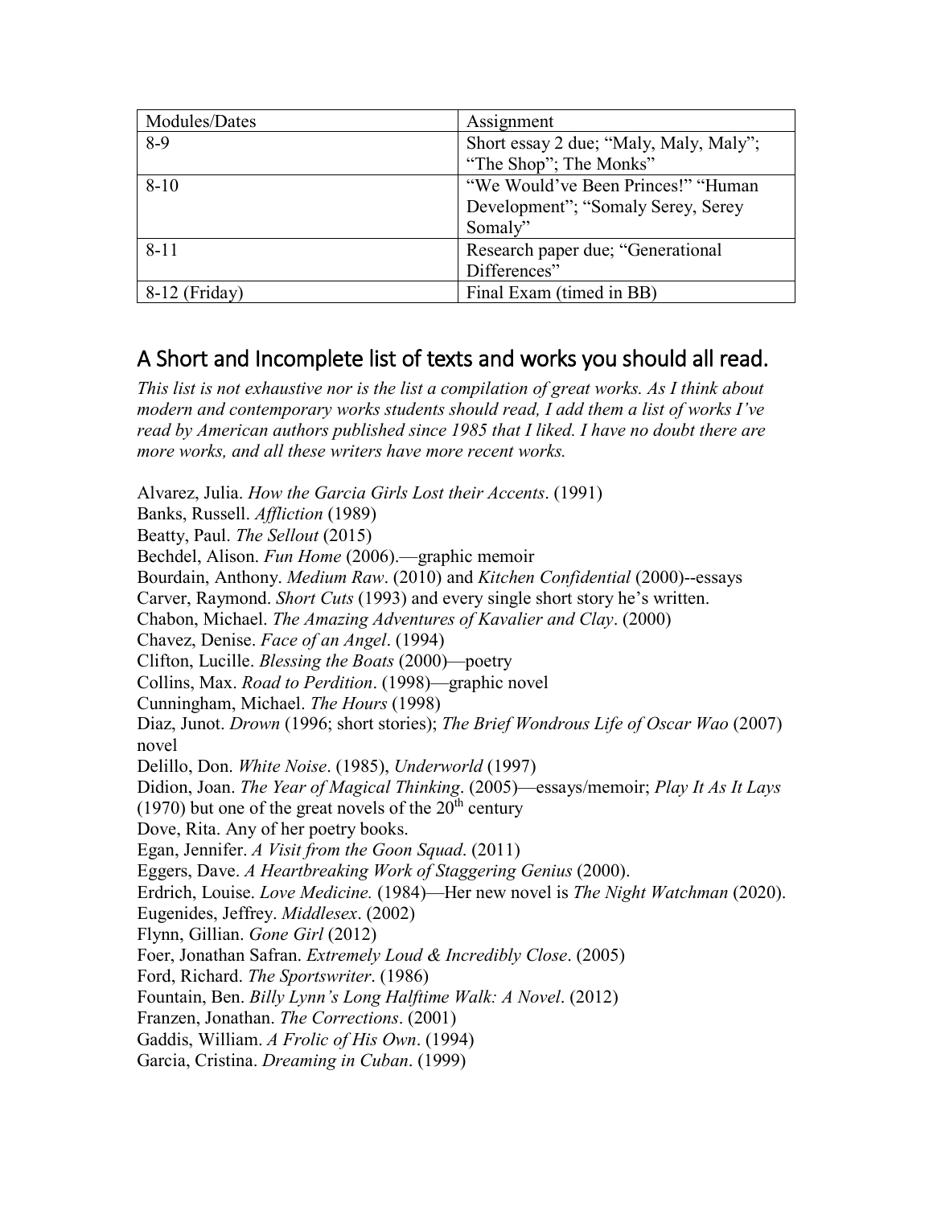| Modules/Dates | Assignment |
| --- | --- |
| 8-9 | Short essay 2 due; "Maly, Maly, Maly"; "The Shop"; The Monks" |
| 8-10 | "We Would've Been Princes!" "Human Development"; "Somaly Serey, Serey Somaly" |
| 8-11 | Research paper due; "Generational Differences" |
| 8-12 (Friday) | Final Exam (timed in BB) |

## A Short and Incomplete list of texts and works you should all read.

*This list is not exhaustive nor is the list a compilation of great works. As I think about modern and contemporary works students should read, I add them a list of works I've read by American authors published since 1985 that I liked. I have no doubt there are more works, and all these writers have more recent works.*

Alvarez, Julia. *How the Garcia Girls Lost their Accents*. (1991)
Banks, Russell. *Affliction* (1989)
Beatty, Paul. *The Sellout* (2015)
Bechdel, Alison. *Fun Home* (2006).—graphic memoir
Bourdain, Anthony. *Medium Raw*. (2010) and *Kitchen Confidential* (2000)--essays
Carver, Raymond. *Short Cuts* (1993) and every single short story he's written.
Chabon, Michael. *The Amazing Adventures of Kavalier and Clay*. (2000)
Chavez, Denise. *Face of an Angel*. (1994)
Clifton, Lucille. *Blessing the Boats* (2000)—poetry
Collins, Max. *Road to Perdition*. (1998)—graphic novel
Cunningham, Michael. *The Hours* (1998)
Diaz, Junot. *Drown* (1996; short stories); *The Brief Wondrous Life of Oscar Wao* (2007) novel
Delillo, Don. *White Noise*. (1985), *Underworld* (1997)
Didion, Joan. *The Year of Magical Thinking*. (2005)—essays/memoir; *Play It As It Lays* (1970) but one of the great novels of the 20th century
Dove, Rita. Any of her poetry books.
Egan, Jennifer. *A Visit from the Goon Squad*. (2011)
Eggers, Dave. *A Heartbreaking Work of Staggering Genius* (2000).
Erdrich, Louise. *Love Medicine.* (1984)—Her new novel is *The Night Watchman* (2020).
Eugenides, Jeffrey. *Middlesex*. (2002)
Flynn, Gillian. *Gone Girl* (2012)
Foer, Jonathan Safran. *Extremely Loud & Incredibly Close*. (2005)
Ford, Richard. *The Sportswriter*. (1986)
Fountain, Ben. *Billy Lynn's Long Halftime Walk: A Novel*. (2012)
Franzen, Jonathan. *The Corrections*. (2001)
Gaddis, William. *A Frolic of His Own*. (1994)
Garcia, Cristina. *Dreaming in Cuban*. (1999)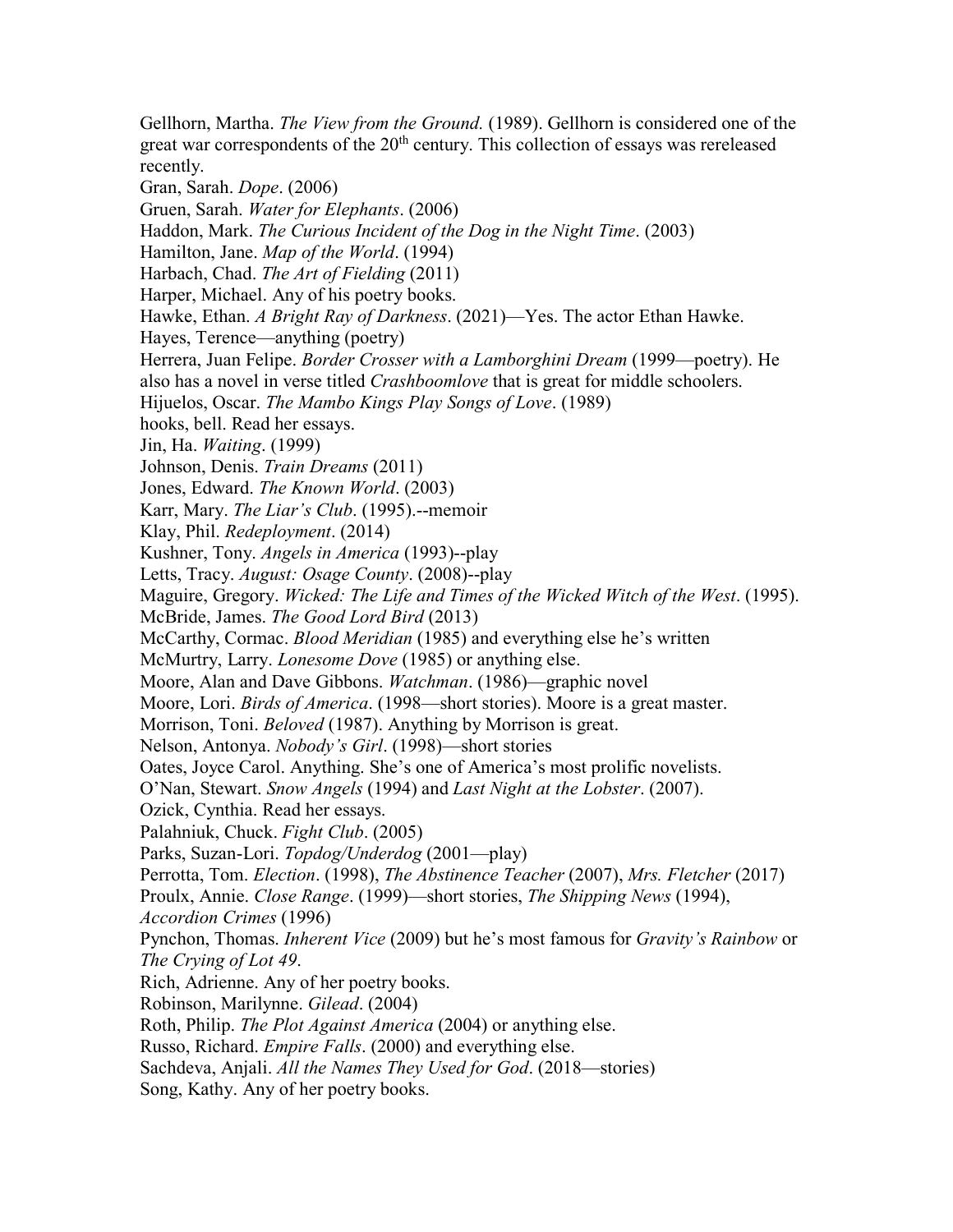Gellhorn, Martha. *The View from the Ground.* (1989). Gellhorn is considered one of the great war correspondents of the 20th century. This collection of essays was rereleased recently.

Gran, Sarah. *Dope*. (2006)

Gruen, Sarah. *Water for Elephants*. (2006)

Haddon, Mark. *The Curious Incident of the Dog in the Night Time*. (2003)

Hamilton, Jane. *Map of the World*. (1994)

Harbach, Chad. *The Art of Fielding* (2011)

Harper, Michael. Any of his poetry books.

Hawke, Ethan. *A Bright Ray of Darkness*. (2021)—Yes. The actor Ethan Hawke.

Hayes, Terence—anything (poetry)

Herrera, Juan Felipe. *Border Crosser with a Lamborghini Dream* (1999—poetry). He also has a novel in verse titled *Crashboomlove* that is great for middle schoolers.

Hijuelos, Oscar. *The Mambo Kings Play Songs of Love*. (1989)

hooks, bell. Read her essays.

Jin, Ha. *Waiting*. (1999)

Johnson, Denis. *Train Dreams* (2011)

Jones, Edward. *The Known World*. (2003)

Karr, Mary. *The Liar's Club*. (1995).--memoir

Klay, Phil. *Redeployment*. (2014)

Kushner, Tony. *Angels in America* (1993)--play

Letts, Tracy. *August: Osage County*. (2008)--play

Maguire, Gregory. *Wicked: The Life and Times of the Wicked Witch of the West*. (1995).

McBride, James. *The Good Lord Bird* (2013)

McCarthy, Cormac. *Blood Meridian* (1985) and everything else he's written

McMurtry, Larry. *Lonesome Dove* (1985) or anything else.

Moore, Alan and Dave Gibbons. *Watchman*. (1986)—graphic novel

Moore, Lori. *Birds of America*. (1998—short stories). Moore is a great master.

Morrison, Toni. *Beloved* (1987). Anything by Morrison is great.

Nelson, Antonya. *Nobody's Girl*. (1998)—short stories

Oates, Joyce Carol. Anything. She's one of America's most prolific novelists.

O'Nan, Stewart. *Snow Angels* (1994) and *Last Night at the Lobster*. (2007).

Ozick, Cynthia. Read her essays.

Palahniuk, Chuck. *Fight Club*. (2005)

Parks, Suzan-Lori. *Topdog/Underdog* (2001—play)

Perrotta, Tom. *Election*. (1998), *The Abstinence Teacher* (2007), *Mrs. Fletcher* (2017)

Proulx, Annie. *Close Range*. (1999)—short stories, *The Shipping News* (1994), *Accordion Crimes* (1996)

Pynchon, Thomas. *Inherent Vice* (2009) but he's most famous for *Gravity's Rainbow* or *The Crying of Lot 49*.

Rich, Adrienne. Any of her poetry books.

Robinson, Marilynne. *Gilead*. (2004)

Roth, Philip. *The Plot Against America* (2004) or anything else.

Russo, Richard. *Empire Falls*. (2000) and everything else.

Sachdeva, Anjali. *All the Names They Used for God*. (2018—stories)

Song, Kathy. Any of her poetry books.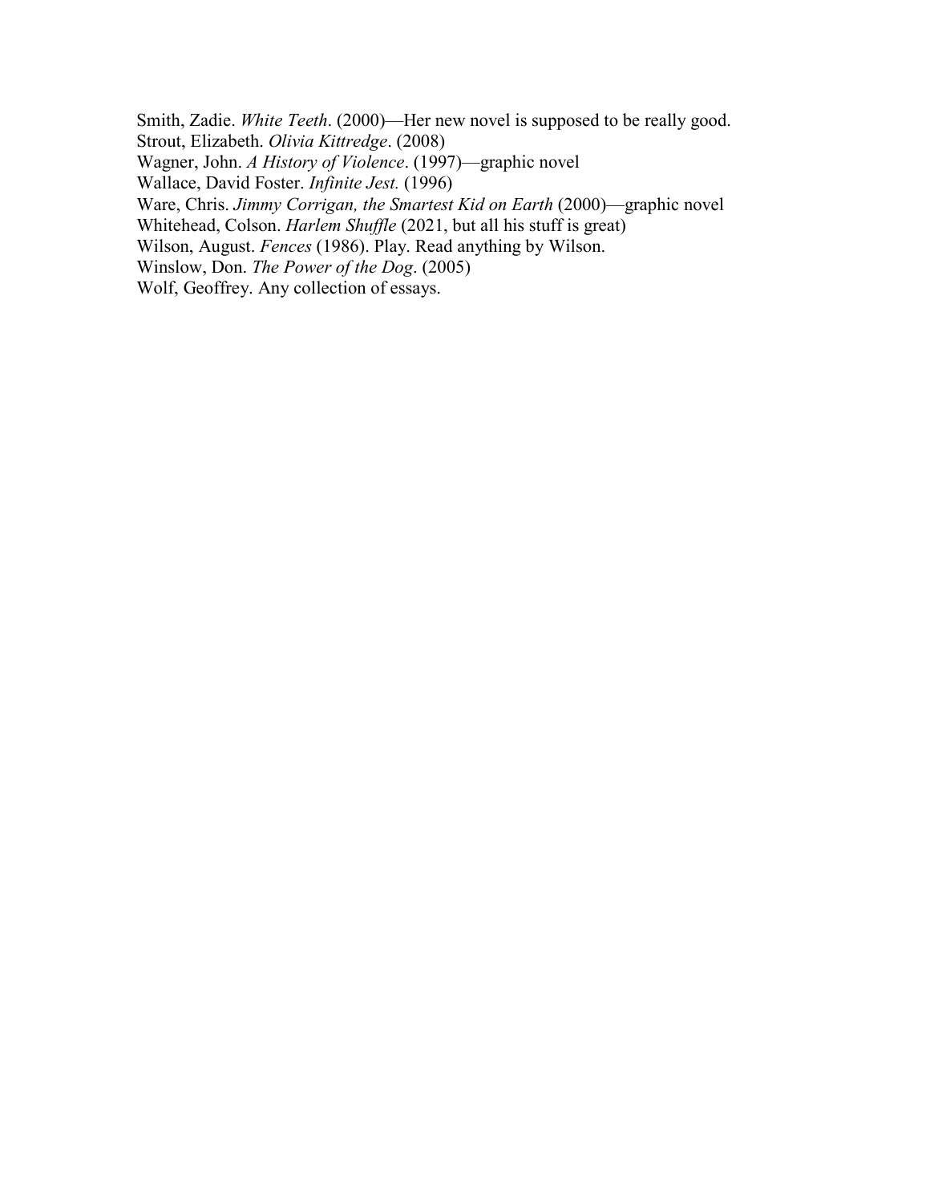Smith, Zadie. *White Teeth*. (2000)—Her new novel is supposed to be really good.  
Strout, Elizabeth. *Olivia Kittredge*. (2008)  
Wagner, John. *A History of Violence*. (1997)—graphic novel  
Wallace, David Foster. *Infinite Jest.* (1996)  
Ware, Chris. *Jimmy Corrigan, the Smartest Kid on Earth* (2000)—graphic novel  
Whitehead, Colson. *Harlem Shuffle* (2021, but all his stuff is great)  
Wilson, August. *Fences* (1986). Play. Read anything by Wilson.  
Winslow, Don. *The Power of the Dog*. (2005)  
Wolf, Geoffrey. Any collection of essays.